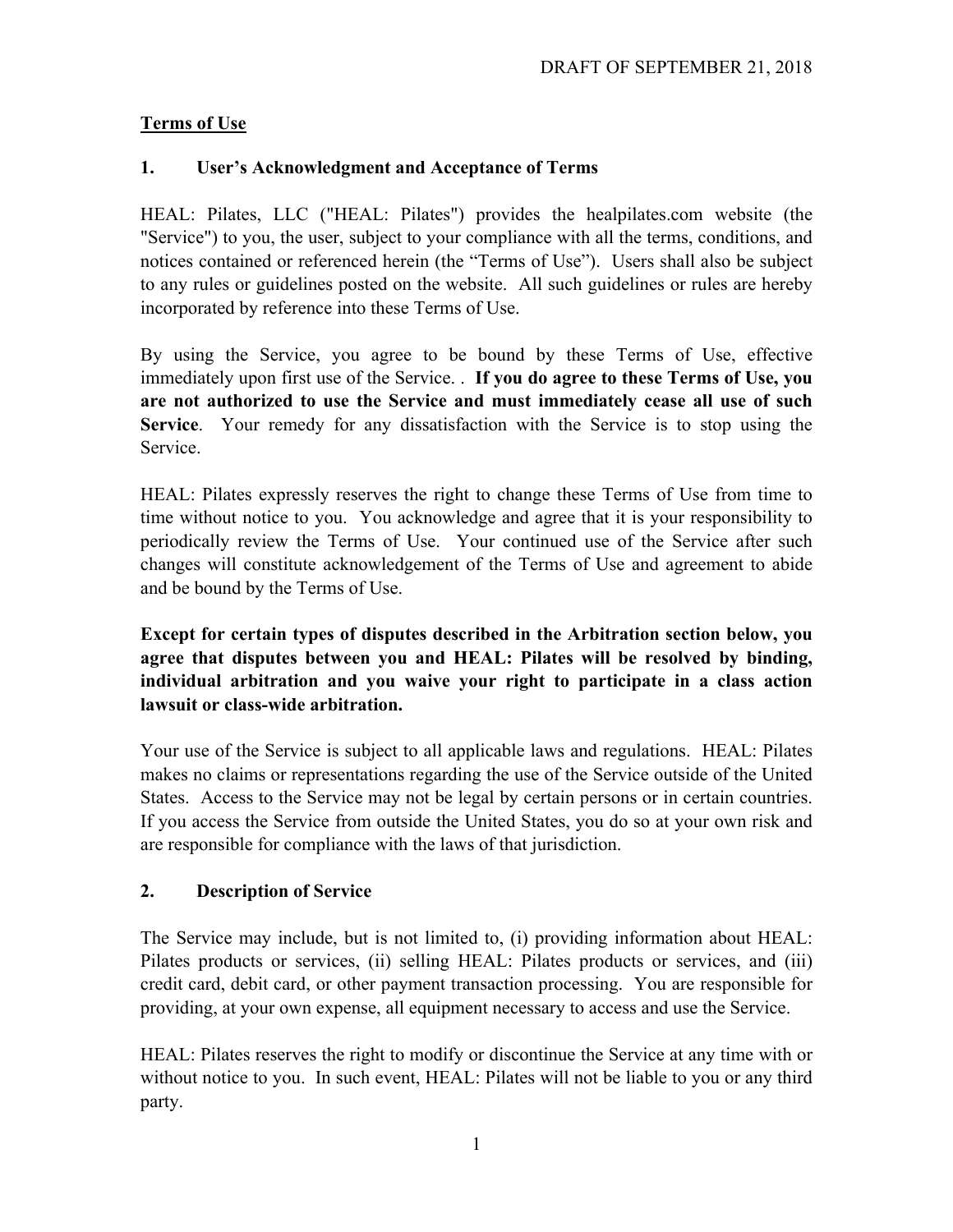DRAFT OF SEPTEMBER 21, 2018

**Terms of Use**

## 1. User's Acknowledgment and Acceptance of Terms

HEAL: Pilates, LLC ("HEAL: Pilates") provides the healpilates.com website (the "Service") to you, the user, subject to your compliance with all the terms, conditions, and notices contained or referenced herein (the "Terms of Use"). Users shall also be subject to any rules or guidelines posted on the website. All such guidelines or rules are hereby incorporated by reference into these Terms of Use.

By using the Service, you agree to be bound by these Terms of Use, effective immediately upon first use of the Service. . **If you do agree to these Terms of Use, you are not authorized to use the Service and must immediately cease all use of such Service**. Your remedy for any dissatisfaction with the Service is to stop using the Service.

HEAL: Pilates expressly reserves the right to change these Terms of Use from time to time without notice to you. You acknowledge and agree that it is your responsibility to periodically review the Terms of Use. Your continued use of the Service after such changes will constitute acknowledgement of the Terms of Use and agreement to abide and be bound by the Terms of Use.

**Except for certain types of disputes described in the Arbitration section below, you agree that disputes between you and HEAL: Pilates will be resolved by binding, individual arbitration and you waive your right to participate in a class action lawsuit or class-wide arbitration.**

Your use of the Service is subject to all applicable laws and regulations. HEAL: Pilates makes no claims or representations regarding the use of the Service outside of the United States. Access to the Service may not be legal by certain persons or in certain countries. If you access the Service from outside the United States, you do so at your own risk and are responsible for compliance with the laws of that jurisdiction.

## 2. Description of Service

The Service may include, but is not limited to, (i) providing information about HEAL: Pilates products or services, (ii) selling HEAL: Pilates products or services, and (iii) credit card, debit card, or other payment transaction processing. You are responsible for providing, at your own expense, all equipment necessary to access and use the Service.

HEAL: Pilates reserves the right to modify or discontinue the Service at any time with or without notice to you. In such event, HEAL: Pilates will not be liable to you or any third party.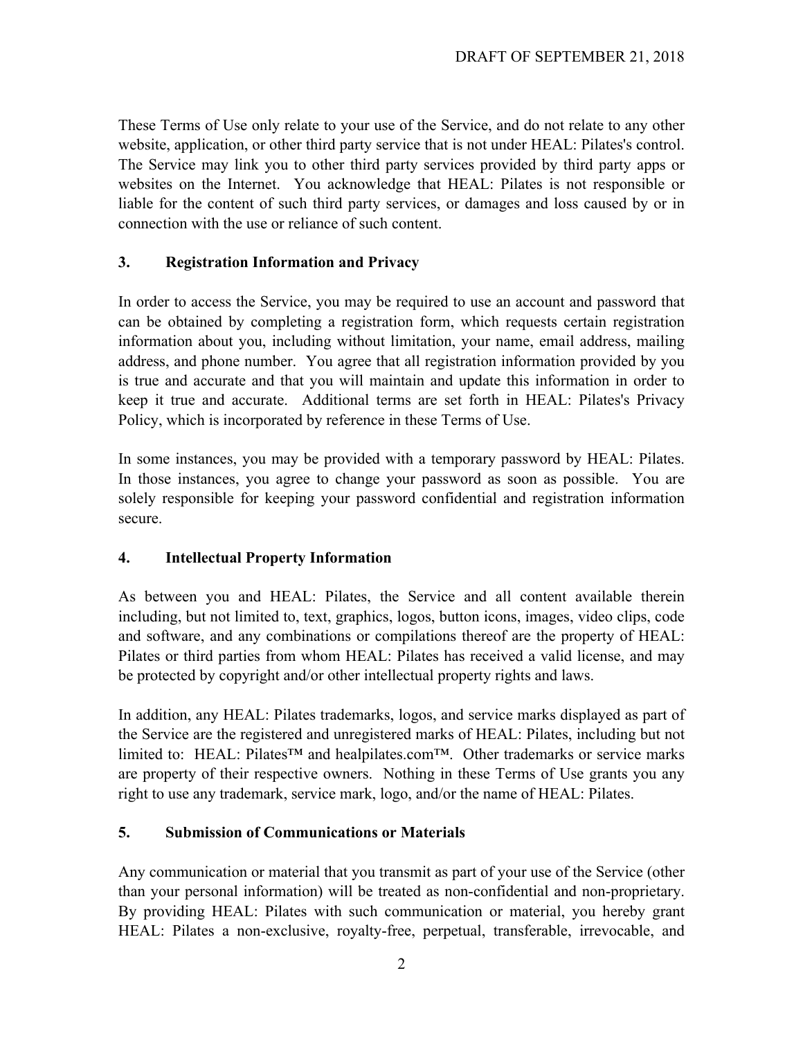These Terms of Use only relate to your use of the Service, and do not relate to any other website, application, or other third party service that is not under HEAL: Pilates's control. The Service may link you to other third party services provided by third party apps or websites on the Internet. You acknowledge that HEAL: Pilates is not responsible or liable for the content of such third party services, or damages and loss caused by or in connection with the use or reliance of such content.

### 3. Registration Information and Privacy

In order to access the Service, you may be required to use an account and password that can be obtained by completing a registration form, which requests certain registration information about you, including without limitation, your name, email address, mailing address, and phone number. You agree that all registration information provided by you is true and accurate and that you will maintain and update this information in order to keep it true and accurate. Additional terms are set forth in HEAL: Pilates's Privacy Policy, which is incorporated by reference in these Terms of Use.

In some instances, you may be provided with a temporary password by HEAL: Pilates. In those instances, you agree to change your password as soon as possible. You are solely responsible for keeping your password confidential and registration information secure.

### 4. Intellectual Property Information

As between you and HEAL: Pilates, the Service and all content available therein including, but not limited to, text, graphics, logos, button icons, images, video clips, code and software, and any combinations or compilations thereof are the property of HEAL: Pilates or third parties from whom HEAL: Pilates has received a valid license, and may be protected by copyright and/or other intellectual property rights and laws.

In addition, any HEAL: Pilates trademarks, logos, and service marks displayed as part of the Service are the registered and unregistered marks of HEAL: Pilates, including but not limited to: HEAL: Pilates™ and healpilates.com™. Other trademarks or service marks are property of their respective owners. Nothing in these Terms of Use grants you any right to use any trademark, service mark, logo, and/or the name of HEAL: Pilates.

### 5. Submission of Communications or Materials

Any communication or material that you transmit as part of your use of the Service (other than your personal information) will be treated as non-confidential and non-proprietary. By providing HEAL: Pilates with such communication or material, you hereby grant HEAL: Pilates a non-exclusive, royalty-free, perpetual, transferable, irrevocable, and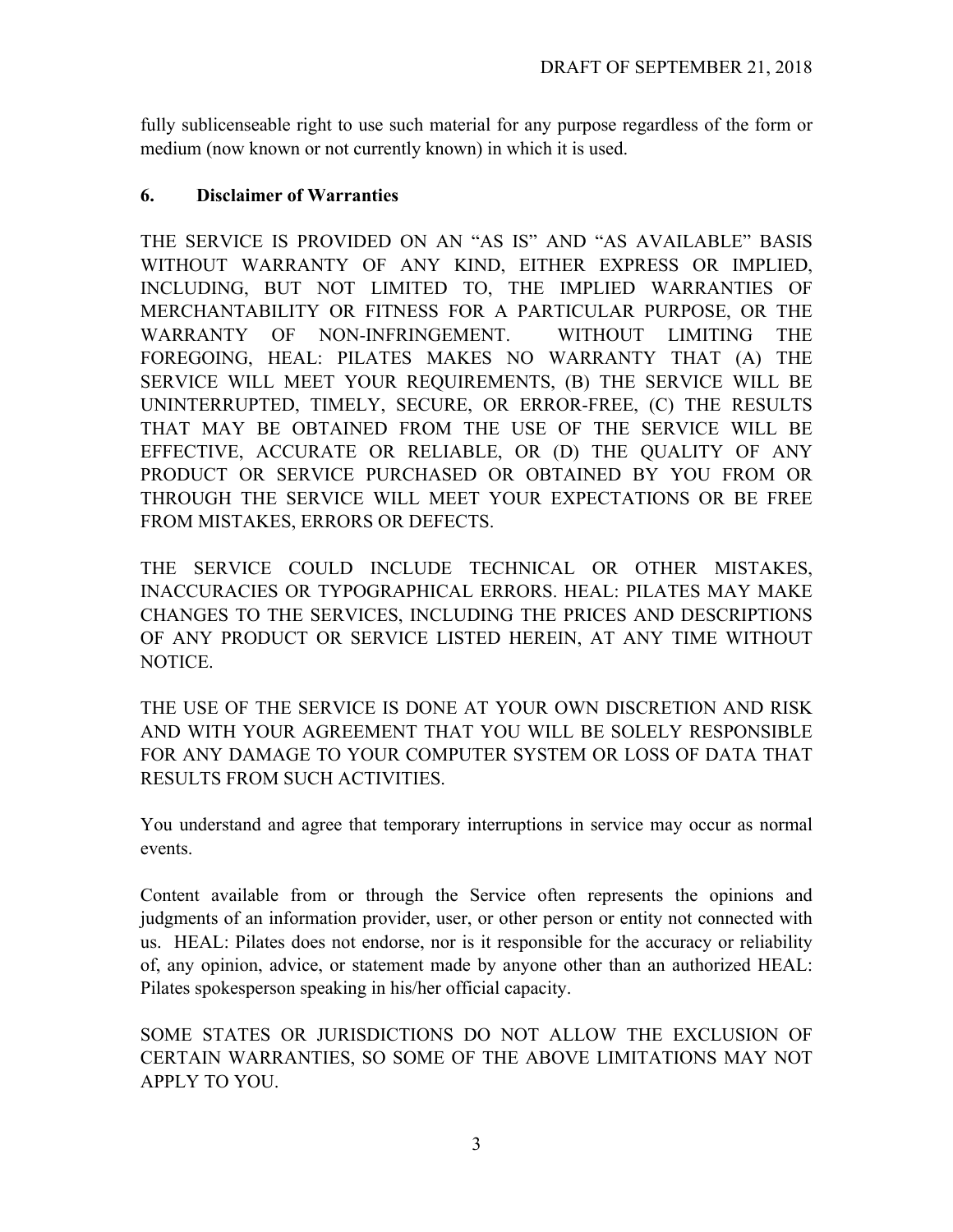fully sublicenseable right to use such material for any purpose regardless of the form or medium (now known or not currently known) in which it is used.

## 6. Disclaimer of Warranties

THE SERVICE IS PROVIDED ON AN "AS IS" AND "AS AVAILABLE" BASIS WITHOUT WARRANTY OF ANY KIND, EITHER EXPRESS OR IMPLIED, INCLUDING, BUT NOT LIMITED TO, THE IMPLIED WARRANTIES OF MERCHANTABILITY OR FITNESS FOR A PARTICULAR PURPOSE, OR THE WARRANTY OF NON-INFRINGEMENT. WITHOUT LIMITING THE FOREGOING, HEAL: PILATES MAKES NO WARRANTY THAT (A) THE SERVICE WILL MEET YOUR REQUIREMENTS, (B) THE SERVICE WILL BE UNINTERRUPTED, TIMELY, SECURE, OR ERROR-FREE, (C) THE RESULTS THAT MAY BE OBTAINED FROM THE USE OF THE SERVICE WILL BE EFFECTIVE, ACCURATE OR RELIABLE, OR (D) THE QUALITY OF ANY PRODUCT OR SERVICE PURCHASED OR OBTAINED BY YOU FROM OR THROUGH THE SERVICE WILL MEET YOUR EXPECTATIONS OR BE FREE FROM MISTAKES, ERRORS OR DEFECTS.

THE SERVICE COULD INCLUDE TECHNICAL OR OTHER MISTAKES, INACCURACIES OR TYPOGRAPHICAL ERRORS. HEAL: PILATES MAY MAKE CHANGES TO THE SERVICES, INCLUDING THE PRICES AND DESCRIPTIONS OF ANY PRODUCT OR SERVICE LISTED HEREIN, AT ANY TIME WITHOUT NOTICE.

THE USE OF THE SERVICE IS DONE AT YOUR OWN DISCRETION AND RISK AND WITH YOUR AGREEMENT THAT YOU WILL BE SOLELY RESPONSIBLE FOR ANY DAMAGE TO YOUR COMPUTER SYSTEM OR LOSS OF DATA THAT RESULTS FROM SUCH ACTIVITIES.

You understand and agree that temporary interruptions in service may occur as normal events.

Content available from or through the Service often represents the opinions and judgments of an information provider, user, or other person or entity not connected with us. HEAL: Pilates does not endorse, nor is it responsible for the accuracy or reliability of, any opinion, advice, or statement made by anyone other than an authorized HEAL: Pilates spokesperson speaking in his/her official capacity.

SOME STATES OR JURISDICTIONS DO NOT ALLOW THE EXCLUSION OF CERTAIN WARRANTIES, SO SOME OF THE ABOVE LIMITATIONS MAY NOT APPLY TO YOU.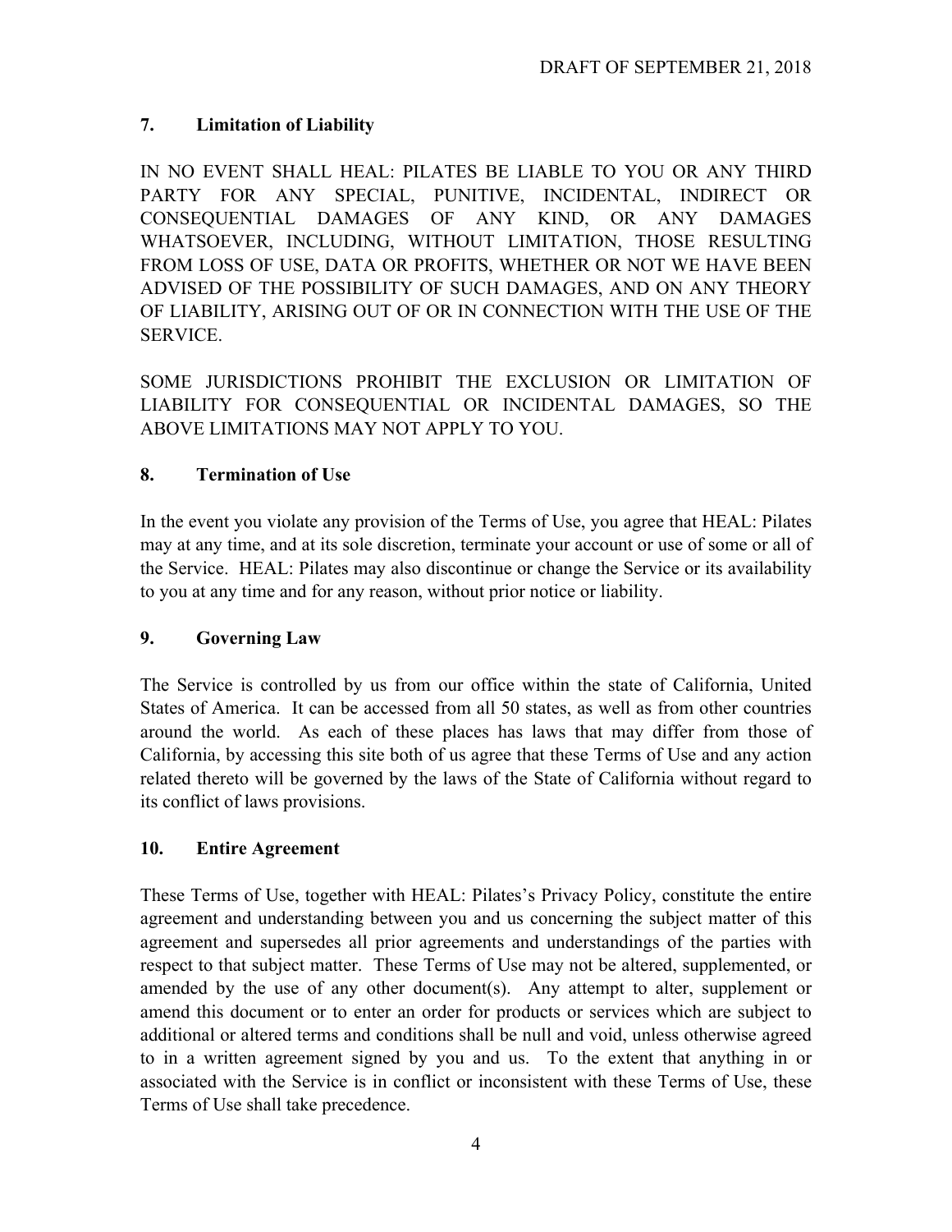## 7. Limitation of Liability

IN NO EVENT SHALL HEAL: PILATES BE LIABLE TO YOU OR ANY THIRD PARTY FOR ANY SPECIAL, PUNITIVE, INCIDENTAL, INDIRECT OR CONSEQUENTIAL DAMAGES OF ANY KIND, OR ANY DAMAGES WHATSOEVER, INCLUDING, WITHOUT LIMITATION, THOSE RESULTING FROM LOSS OF USE, DATA OR PROFITS, WHETHER OR NOT WE HAVE BEEN ADVISED OF THE POSSIBILITY OF SUCH DAMAGES, AND ON ANY THEORY OF LIABILITY, ARISING OUT OF OR IN CONNECTION WITH THE USE OF THE SERVICE.

SOME JURISDICTIONS PROHIBIT THE EXCLUSION OR LIMITATION OF LIABILITY FOR CONSEQUENTIAL OR INCIDENTAL DAMAGES, SO THE ABOVE LIMITATIONS MAY NOT APPLY TO YOU.

## 8. Termination of Use

In the event you violate any provision of the Terms of Use, you agree that HEAL: Pilates may at any time, and at its sole discretion, terminate your account or use of some or all of the Service. HEAL: Pilates may also discontinue or change the Service or its availability to you at any time and for any reason, without prior notice or liability.

## 9. Governing Law

The Service is controlled by us from our office within the state of California, United States of America. It can be accessed from all 50 states, as well as from other countries around the world. As each of these places has laws that may differ from those of California, by accessing this site both of us agree that these Terms of Use and any action related thereto will be governed by the laws of the State of California without regard to its conflict of laws provisions.

## 10. Entire Agreement

These Terms of Use, together with HEAL: Pilates's Privacy Policy, constitute the entire agreement and understanding between you and us concerning the subject matter of this agreement and supersedes all prior agreements and understandings of the parties with respect to that subject matter. These Terms of Use may not be altered, supplemented, or amended by the use of any other document(s). Any attempt to alter, supplement or amend this document or to enter an order for products or services which are subject to additional or altered terms and conditions shall be null and void, unless otherwise agreed to in a written agreement signed by you and us. To the extent that anything in or associated with the Service is in conflict or inconsistent with these Terms of Use, these Terms of Use shall take precedence.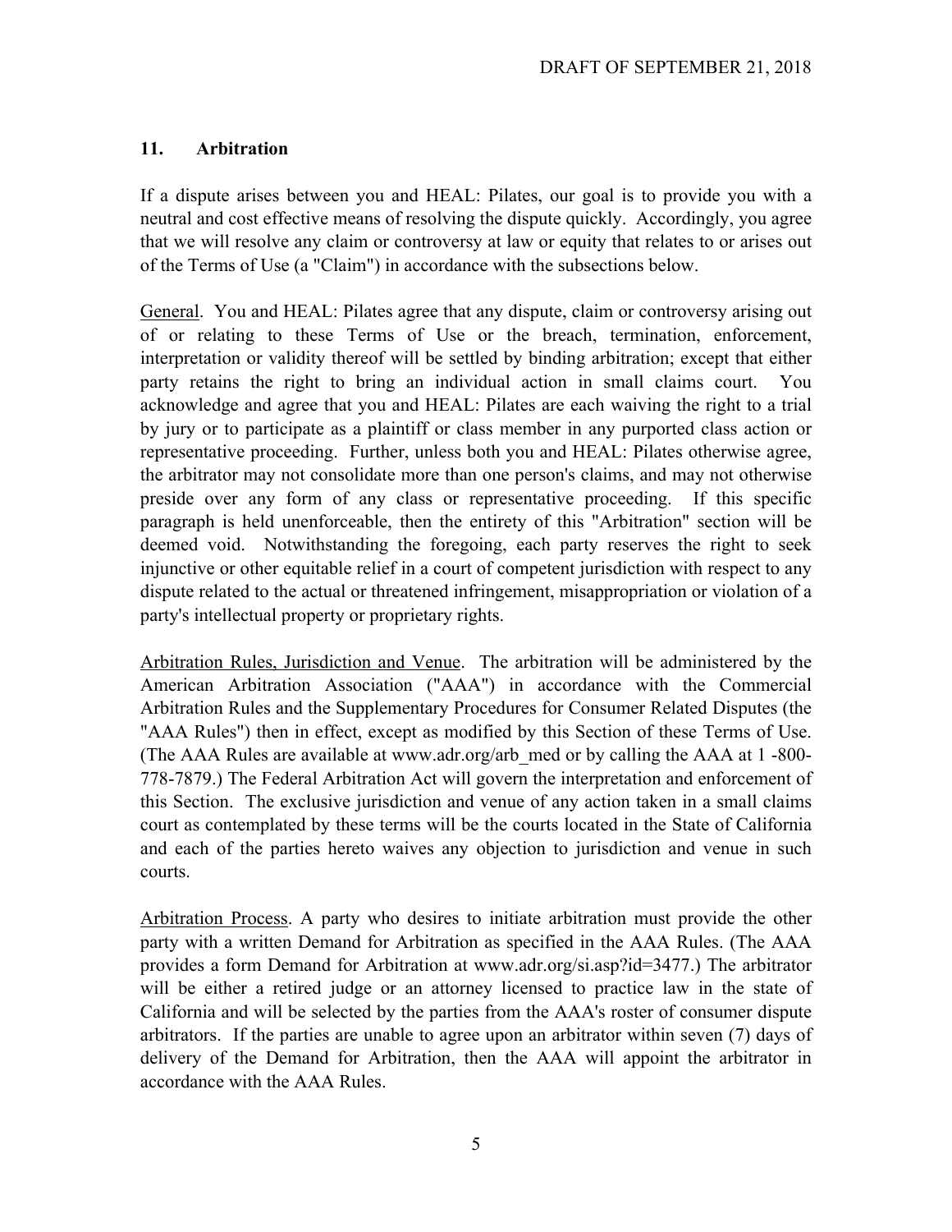## 11. Arbitration

If a dispute arises between you and HEAL: Pilates, our goal is to provide you with a neutral and cost effective means of resolving the dispute quickly. Accordingly, you agree that we will resolve any claim or controversy at law or equity that relates to or arises out of the Terms of Use (a "Claim") in accordance with the subsections below.

General. You and HEAL: Pilates agree that any dispute, claim or controversy arising out of or relating to these Terms of Use or the breach, termination, enforcement, interpretation or validity thereof will be settled by binding arbitration; except that either party retains the right to bring an individual action in small claims court. You acknowledge and agree that you and HEAL: Pilates are each waiving the right to a trial by jury or to participate as a plaintiff or class member in any purported class action or representative proceeding. Further, unless both you and HEAL: Pilates otherwise agree, the arbitrator may not consolidate more than one person's claims, and may not otherwise preside over any form of any class or representative proceeding. If this specific paragraph is held unenforceable, then the entirety of this "Arbitration" section will be deemed void. Notwithstanding the foregoing, each party reserves the right to seek injunctive or other equitable relief in a court of competent jurisdiction with respect to any dispute related to the actual or threatened infringement, misappropriation or violation of a party's intellectual property or proprietary rights.

Arbitration Rules, Jurisdiction and Venue. The arbitration will be administered by the American Arbitration Association ("AAA") in accordance with the Commercial Arbitration Rules and the Supplementary Procedures for Consumer Related Disputes (the "AAA Rules") then in effect, except as modified by this Section of these Terms of Use. (The AAA Rules are available at www.adr.org/arb_med or by calling the AAA at 1 -800-778-7879.) The Federal Arbitration Act will govern the interpretation and enforcement of this Section. The exclusive jurisdiction and venue of any action taken in a small claims court as contemplated by these terms will be the courts located in the State of California and each of the parties hereto waives any objection to jurisdiction and venue in such courts.

Arbitration Process. A party who desires to initiate arbitration must provide the other party with a written Demand for Arbitration as specified in the AAA Rules. (The AAA provides a form Demand for Arbitration at www.adr.org/si.asp?id=3477.) The arbitrator will be either a retired judge or an attorney licensed to practice law in the state of California and will be selected by the parties from the AAA's roster of consumer dispute arbitrators. If the parties are unable to agree upon an arbitrator within seven (7) days of delivery of the Demand for Arbitration, then the AAA will appoint the arbitrator in accordance with the AAA Rules.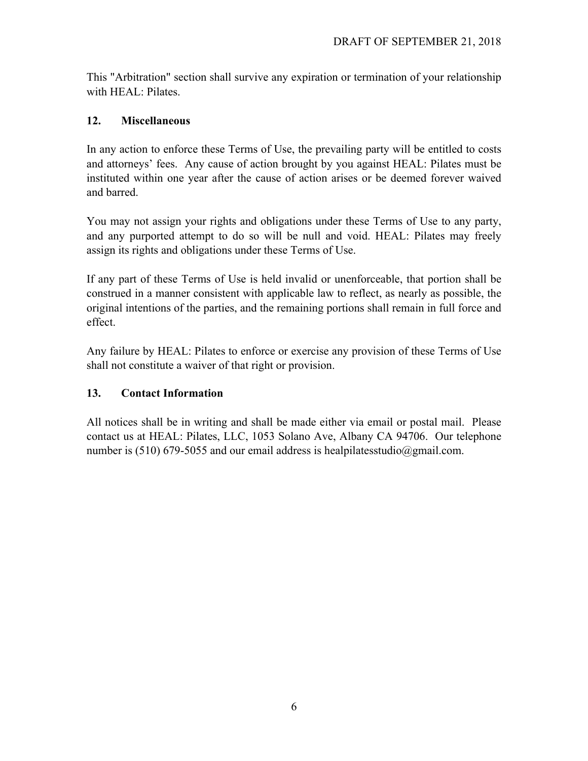This "Arbitration" section shall survive any expiration or termination of your relationship with HEAL: Pilates.

## 12. Miscellaneous

In any action to enforce these Terms of Use, the prevailing party will be entitled to costs and attorneys' fees. Any cause of action brought by you against HEAL: Pilates must be instituted within one year after the cause of action arises or be deemed forever waived and barred.

You may not assign your rights and obligations under these Terms of Use to any party, and any purported attempt to do so will be null and void. HEAL: Pilates may freely assign its rights and obligations under these Terms of Use.

If any part of these Terms of Use is held invalid or unenforceable, that portion shall be construed in a manner consistent with applicable law to reflect, as nearly as possible, the original intentions of the parties, and the remaining portions shall remain in full force and effect.

Any failure by HEAL: Pilates to enforce or exercise any provision of these Terms of Use shall not constitute a waiver of that right or provision.

## 13. Contact Information

All notices shall be in writing and shall be made either via email or postal mail. Please contact us at HEAL: Pilates, LLC, 1053 Solano Ave, Albany CA 94706. Our telephone number is (510) 679-5055 and our email address is healpilatesstudio@gmail.com.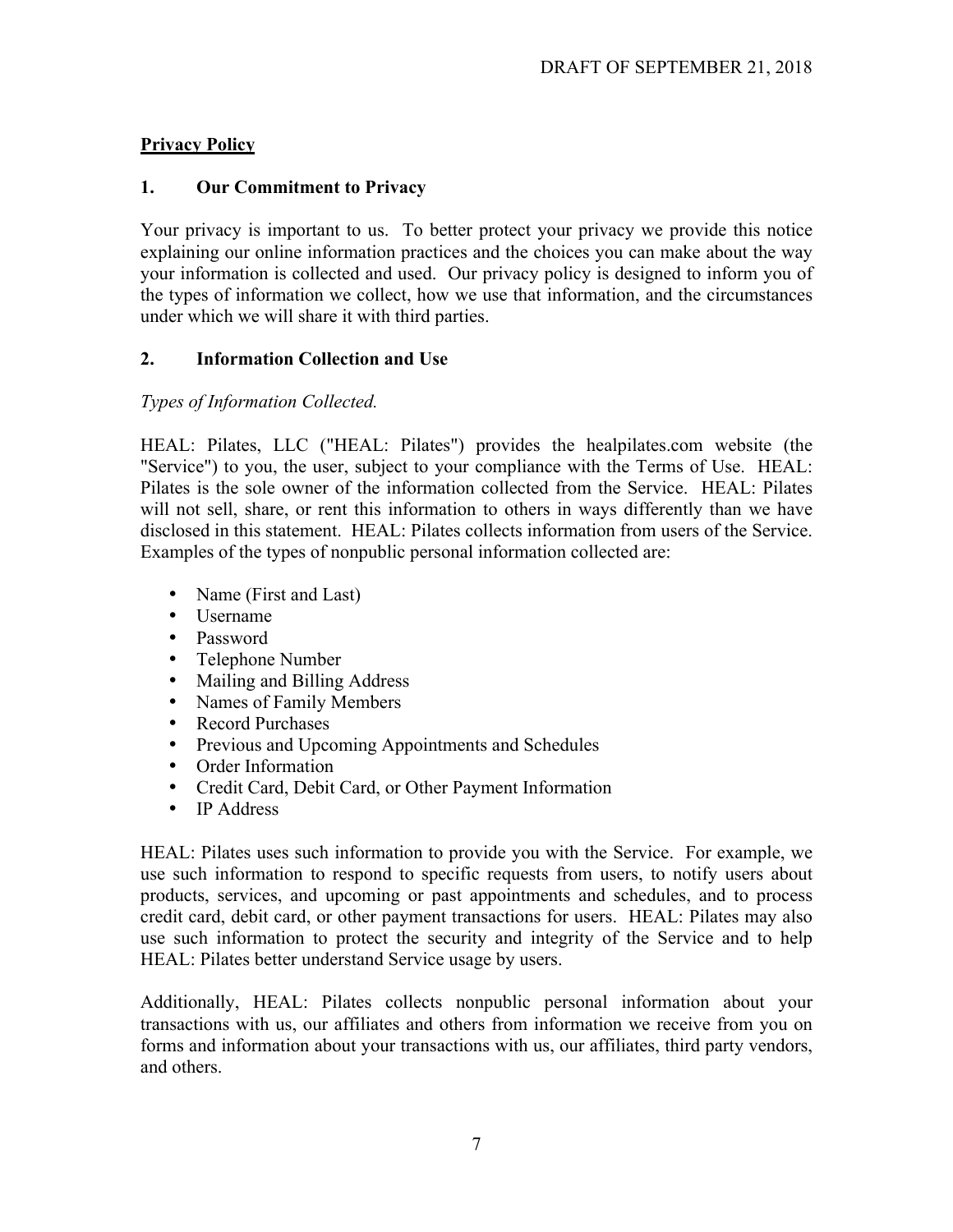## Privacy Policy

### 1. Our Commitment to Privacy

Your privacy is important to us. To better protect your privacy we provide this notice explaining our online information practices and the choices you can make about the way your information is collected and used. Our privacy policy is designed to inform you of the types of information we collect, how we use that information, and the circumstances under which we will share it with third parties.

### 2. Information Collection and Use

*Types of Information Collected.*

HEAL: Pilates, LLC ("HEAL: Pilates") provides the healpilates.com website (the "Service") to you, the user, subject to your compliance with the Terms of Use. HEAL: Pilates is the sole owner of the information collected from the Service. HEAL: Pilates will not sell, share, or rent this information to others in ways differently than we have disclosed in this statement. HEAL: Pilates collects information from users of the Service. Examples of the types of nonpublic personal information collected are:

- Name (First and Last)
- Username
- Password
- Telephone Number
- Mailing and Billing Address
- Names of Family Members
- Record Purchases
- Previous and Upcoming Appointments and Schedules
- Order Information
- Credit Card, Debit Card, or Other Payment Information
- IP Address

HEAL: Pilates uses such information to provide you with the Service. For example, we use such information to respond to specific requests from users, to notify users about products, services, and upcoming or past appointments and schedules, and to process credit card, debit card, or other payment transactions for users. HEAL: Pilates may also use such information to protect the security and integrity of the Service and to help HEAL: Pilates better understand Service usage by users.

Additionally, HEAL: Pilates collects nonpublic personal information about your transactions with us, our affiliates and others from information we receive from you on forms and information about your transactions with us, our affiliates, third party vendors, and others.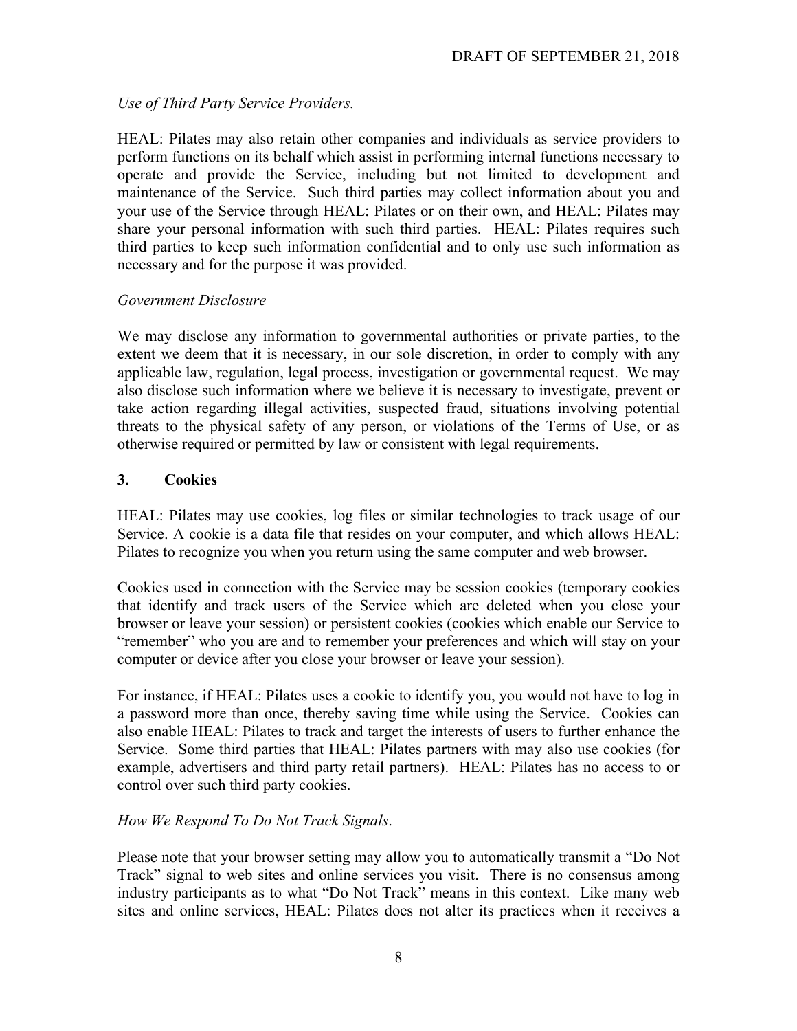*Use of Third Party Service Providers.*

HEAL: Pilates may also retain other companies and individuals as service providers to perform functions on its behalf which assist in performing internal functions necessary to operate and provide the Service, including but not limited to development and maintenance of the Service. Such third parties may collect information about you and your use of the Service through HEAL: Pilates or on their own, and HEAL: Pilates may share your personal information with such third parties. HEAL: Pilates requires such third parties to keep such information confidential and to only use such information as necessary and for the purpose it was provided.

*Government Disclosure*

We may disclose any information to governmental authorities or private parties, to the extent we deem that it is necessary, in our sole discretion, in order to comply with any applicable law, regulation, legal process, investigation or governmental request. We may also disclose such information where we believe it is necessary to investigate, prevent or take action regarding illegal activities, suspected fraud, situations involving potential threats to the physical safety of any person, or violations of the Terms of Use, or as otherwise required or permitted by law or consistent with legal requirements.

## 3. Cookies

HEAL: Pilates may use cookies, log files or similar technologies to track usage of our Service. A cookie is a data file that resides on your computer, and which allows HEAL: Pilates to recognize you when you return using the same computer and web browser.

Cookies used in connection with the Service may be session cookies (temporary cookies that identify and track users of the Service which are deleted when you close your browser or leave your session) or persistent cookies (cookies which enable our Service to "remember" who you are and to remember your preferences and which will stay on your computer or device after you close your browser or leave your session).

For instance, if HEAL: Pilates uses a cookie to identify you, you would not have to log in a password more than once, thereby saving time while using the Service. Cookies can also enable HEAL: Pilates to track and target the interests of users to further enhance the Service. Some third parties that HEAL: Pilates partners with may also use cookies (for example, advertisers and third party retail partners). HEAL: Pilates has no access to or control over such third party cookies.

*How We Respond To Do Not Track Signals*.

Please note that your browser setting may allow you to automatically transmit a "Do Not Track" signal to web sites and online services you visit. There is no consensus among industry participants as to what "Do Not Track" means in this context. Like many web sites and online services, HEAL: Pilates does not alter its practices when it receives a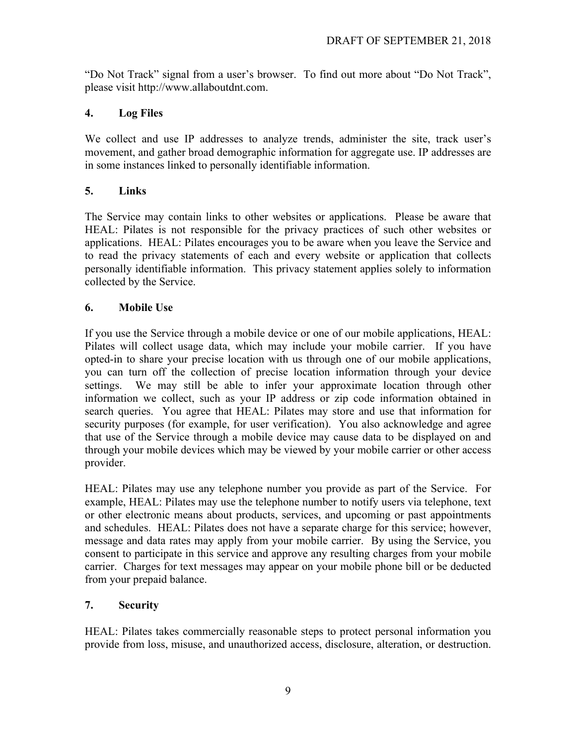"Do Not Track" signal from a user's browser. To find out more about "Do Not Track", please visit http://www.allaboutdnt.com.

## 4. Log Files

We collect and use IP addresses to analyze trends, administer the site, track user's movement, and gather broad demographic information for aggregate use. IP addresses are in some instances linked to personally identifiable information.

## 5. Links

The Service may contain links to other websites or applications. Please be aware that HEAL: Pilates is not responsible for the privacy practices of such other websites or applications. HEAL: Pilates encourages you to be aware when you leave the Service and to read the privacy statements of each and every website or application that collects personally identifiable information. This privacy statement applies solely to information collected by the Service.

## 6. Mobile Use

If you use the Service through a mobile device or one of our mobile applications, HEAL: Pilates will collect usage data, which may include your mobile carrier. If you have opted-in to share your precise location with us through one of our mobile applications, you can turn off the collection of precise location information through your device settings. We may still be able to infer your approximate location through other information we collect, such as your IP address or zip code information obtained in search queries. You agree that HEAL: Pilates may store and use that information for security purposes (for example, for user verification). You also acknowledge and agree that use of the Service through a mobile device may cause data to be displayed on and through your mobile devices which may be viewed by your mobile carrier or other access provider.

HEAL: Pilates may use any telephone number you provide as part of the Service. For example, HEAL: Pilates may use the telephone number to notify users via telephone, text or other electronic means about products, services, and upcoming or past appointments and schedules. HEAL: Pilates does not have a separate charge for this service; however, message and data rates may apply from your mobile carrier. By using the Service, you consent to participate in this service and approve any resulting charges from your mobile carrier. Charges for text messages may appear on your mobile phone bill or be deducted from your prepaid balance.

## 7. Security

HEAL: Pilates takes commercially reasonable steps to protect personal information you provide from loss, misuse, and unauthorized access, disclosure, alteration, or destruction.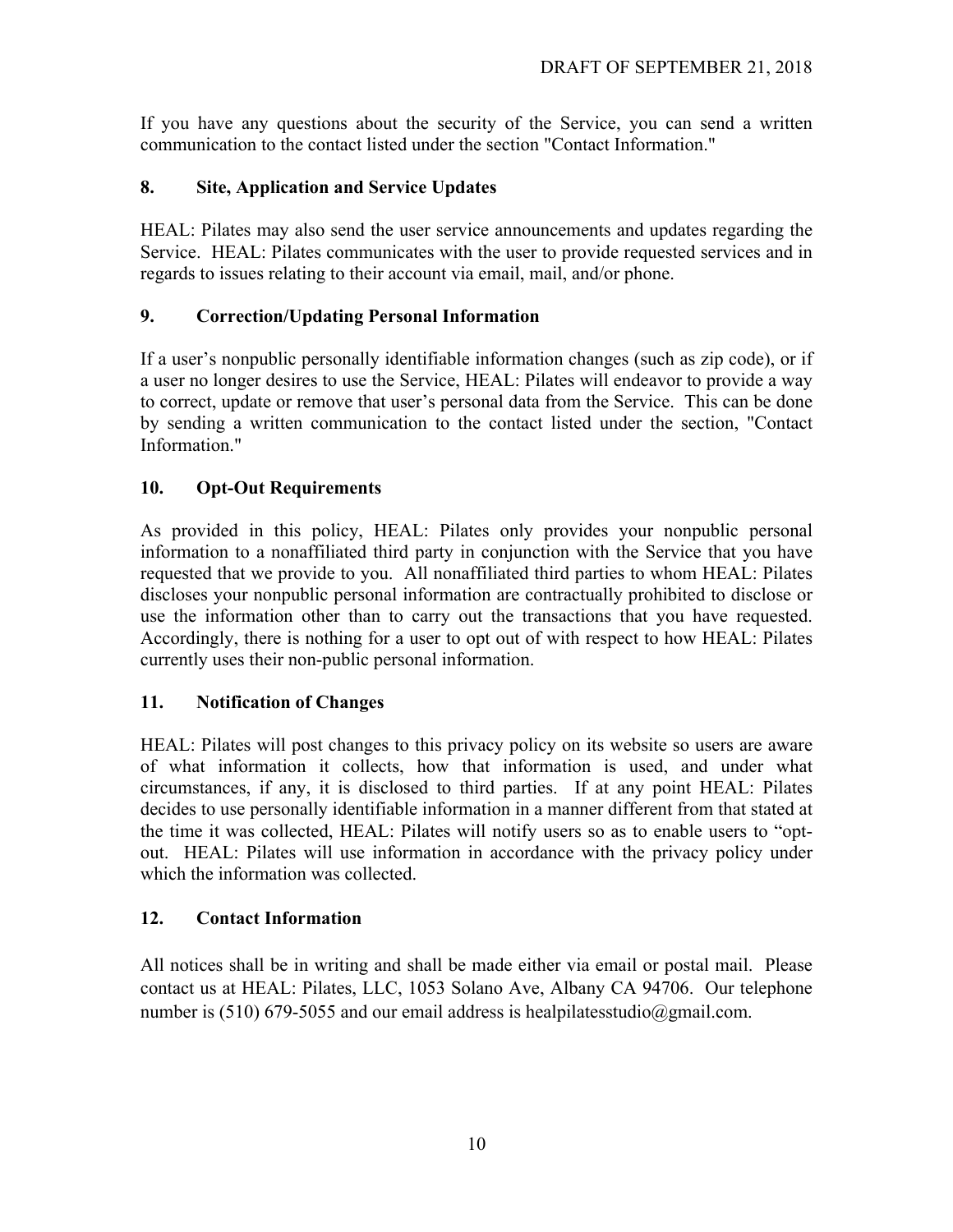If you have any questions about the security of the Service, you can send a written communication to the contact listed under the section "Contact Information."

### 8. Site, Application and Service Updates

HEAL: Pilates may also send the user service announcements and updates regarding the Service. HEAL: Pilates communicates with the user to provide requested services and in regards to issues relating to their account via email, mail, and/or phone.

### 9. Correction/Updating Personal Information

If a user's nonpublic personally identifiable information changes (such as zip code), or if a user no longer desires to use the Service, HEAL: Pilates will endeavor to provide a way to correct, update or remove that user's personal data from the Service. This can be done by sending a written communication to the contact listed under the section, "Contact Information."

### 10. Opt-Out Requirements

As provided in this policy, HEAL: Pilates only provides your nonpublic personal information to a nonaffiliated third party in conjunction with the Service that you have requested that we provide to you. All nonaffiliated third parties to whom HEAL: Pilates discloses your nonpublic personal information are contractually prohibited to disclose or use the information other than to carry out the transactions that you have requested. Accordingly, there is nothing for a user to opt out of with respect to how HEAL: Pilates currently uses their non-public personal information.

### 11. Notification of Changes

HEAL: Pilates will post changes to this privacy policy on its website so users are aware of what information it collects, how that information is used, and under what circumstances, if any, it is disclosed to third parties. If at any point HEAL: Pilates decides to use personally identifiable information in a manner different from that stated at the time it was collected, HEAL: Pilates will notify users so as to enable users to "opt-out. HEAL: Pilates will use information in accordance with the privacy policy under which the information was collected.

### 12. Contact Information

All notices shall be in writing and shall be made either via email or postal mail. Please contact us at HEAL: Pilates, LLC, 1053 Solano Ave, Albany CA 94706. Our telephone number is (510) 679-5055 and our email address is healpilatesstudio@gmail.com.